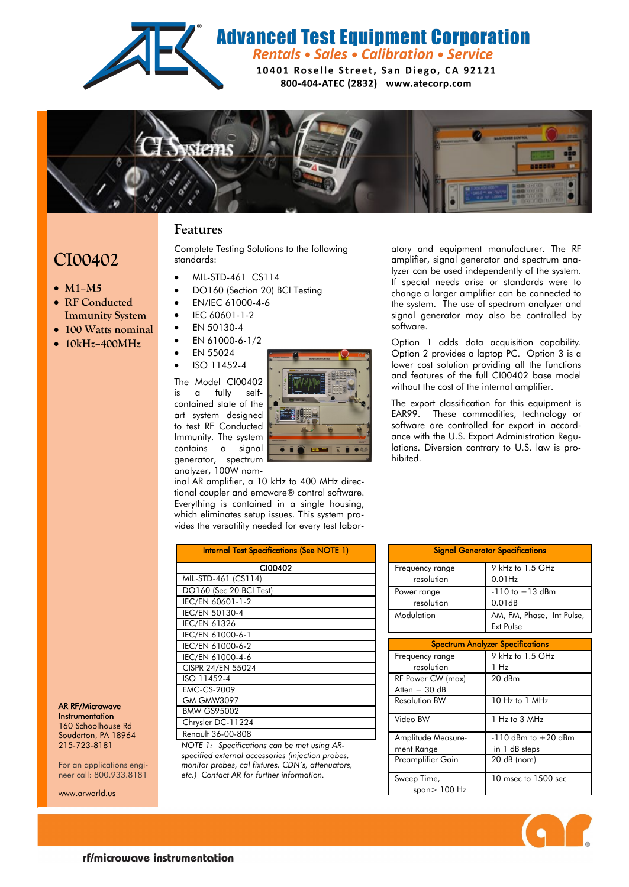# Advanced Test Equipment Corporation

*Rentals • Sales • Calibration • Service*

10401 Roselle Street, San Diego, CA 92121

800-404-ATEC (2832) www.atecorp.com

CI Systems

# CI00402

- M1–M5
- RF Conducted Immunity System
- 100 Watts nominal
- 10kHz–400MHz

## Features

Complete Testing Solutions to the following standards:

- MIL-STD-461 CS114
- DO160 (Section 20) BCI Testing
- EN/IEC 61000-4-6
- IEC 60601-1-2
- EN 50130-4
- EN 61000-6-1/2
- EN 55024
- ISO 11452-4

The Model CI00402 is a fully self-contained state of the art system designed to test RF Conducted Immunity. The system contains a signal generator, spectrum analyzer, 100W nominal AR amplifier, a 10 kHz to 400 MHz directional coupler and emcware® control software. Everything is contained in a single housing, which eliminates setup issues. This system provides the versatility needed for every test laboratory and equipment manufacturer. The RF amplifier, signal generator and spectrum analyzer can be used independently of the system. If special needs arise or standards were to change a larger amplifier can be connected to the system. The use of spectrum analyzer and signal generator may also be controlled by software.

Option 1 adds data acquisition capability. Option 2 provides a laptop PC. Option 3 is a lower cost solution providing all the functions and features of the full CI00402 base model without the cost of the internal amplifier.

The export classification for this equipment is EAR99. These commodities, technology or software are controlled for export in accordance with the U.S. Export Administration Regulations. Diversion contrary to U.S. law is prohibited.

| Internal Test Specifications (See NOTE 1) |
|---|
| CI00402 |
| MIL-STD-461 (CS114) |
| DO160 (Sec 20 BCI Test) |
| IEC/EN 60601-1-2 |
| IEC/EN 50130-4 |
| IEC/EN 61326 |
| IEC/EN 61000-6-1 |
| IEC/EN 61000-6-2 |
| IEC/EN 61000-4-6 |
| CISPR 24/EN 55024 |
| ISO 11452-4 |
| EMC-CS-2009 |
| GM GMW3097 |
| BMW GS95002 |
| Chrysler DC-11224 |
| Renault 36-00-808 |

*NOTE 1: Specifications can be met using AR-specified external accessories (injection probes, monitor probes, cal fixtures, CDN's, attenuators, etc.) Contact AR for further information.*

| Signal Generator Specifications | |
|---|---|
| Frequency range | 9 kHz to 1.5 GHz |
| resolution | 0.01Hz |
| Power range | -110 to +13 dBm |
| resolution | 0.01dB |
| Modulation | AM, FM, Phase, Int Pulse, Ext Pulse |

| Spectrum Analyzer Specifications | |
|---|---|
| Frequency range | 9 kHz to 1.5 GHz |
| resolution | 1 Hz |
| RF Power CW (max) Atten = 30 dB | 20 dBm |
| Resolution BW | 10 Hz to 1 MHz |
| Video BW | 1 Hz to 3 MHz |
| Amplitude Measurement Range | -110 dBm to +20 dBm in 1 dB steps |
| Preamplifier Gain | 20 dB (nom) |
| Sweep Time, span> 100 Hz | 10 msec to 1500 sec |

AR RF/Microwave Instrumentation
160 Schoolhouse Rd
Souderton, PA 18964
215-723-8181

For an applications engineer call: 800.933.8181

www.arworld.us

rf/microwave instrumentation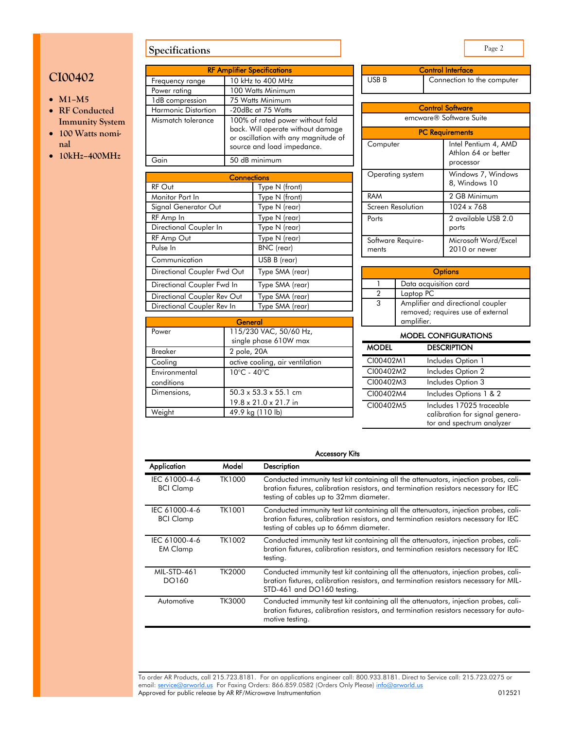# CI00402

- M1–M5
- RF Conducted Immunity System
- 100 Watts nominal
- 10kHz–400MHz

## Specifications

| RF Amplifier Specifications | |
|---|---|
| Frequency range | 10 kHz to 400 MHz |
| Power rating | 100 Watts Minimum |
| 1dB compression | 75 Watts Minimum |
| Harmonic Distortion | -20dBc at 75 Watts |
| Mismatch tolerance | 100% of rated power without fold back. Will operate without damage or oscillation with any magnitude of source and load impedance. |
| Gain | 50 dB minimum |

| Connections | |
|---|---|
| RF Out | Type N (front) |
| Monitor Port In | Type N (front) |
| Signal Generator Out | Type N (rear) |
| RF Amp In | Type N (rear) |
| Directional Coupler In | Type N (rear) |
| RF Amp Out | Type N (rear) |
| Pulse In | BNC (rear) |
| Communication | USB B (rear) |
| Directional Coupler Fwd Out | Type SMA (rear) |
| Directional Coupler Fwd In | Type SMA (rear) |
| Directional Coupler Rev Out | Type SMA (rear) |
| Directional Coupler Rev In | Type SMA (rear) |

| General | |
|---|---|
| Power | 115/230 VAC, 50/60 Hz, single phase 610W max |
| Breaker | 2 pole, 20A |
| Cooling | active cooling, air ventilation |
| Environmental conditions | 10°C - 40°C |
| Dimensions, | 50.3 x 53.3 x 55.1 cm<br>19.8 x 21.0 x 21.7 in |
| Weight | 49.9 kg (110 lb) |

| Control Interface | |
|---|---|
| USB B | Connection to the computer |

| Control Software |
|---|
| emcware® Software Suite |

| PC Requirements | |
|---|---|
| Computer | Intel Pentium 4, AMD Athlon 64 or better processor |
| Operating system | Windows 7, Windows 8, Windows 10 |
| RAM | 2 GB Minimum |
| Screen Resolution | 1024 x 768 |
| Ports | 2 available USB 2.0 ports |
| Software Requirements | Microsoft Word/Excel 2010 or newer |

| Options | |
|---|---|
| 1 | Data acquisition card |
| 2 | Laptop PC |
| 3 | Amplifier and directional coupler removed; requires use of external amplifier. |

### MODEL CONFIGURATIONS

| MODEL | DESCRIPTION |
|---|---|
| CI00402M1 | Includes Option 1 |
| CI00402M2 | Includes Option 2 |
| CI00402M3 | Includes Option 3 |
| CI00402M4 | Includes Options 1 & 2 |
| CI00402M5 | Includes 17025 traceable calibration for signal generator and spectrum analyzer |

### Accessory Kits

| Application | Model | Description |
|---|---|---|
| IEC 61000-4-6 BCI Clamp | TK1000 | Conducted immunity test kit containing all the attenuators, injection probes, calibration fixtures, calibration resistors, and termination resistors necessary for IEC testing of cables up to 32mm diameter. |
| IEC 61000-4-6 BCI Clamp | TK1001 | Conducted immunity test kit containing all the attenuators, injection probes, calibration fixtures, calibration resistors, and termination resistors necessary for IEC testing of cables up to 66mm diameter. |
| IEC 61000-4-6 EM Clamp | TK1002 | Conducted immunity test kit containing all the attenuators, injection probes, calibration fixtures, calibration resistors, and termination resistors necessary for IEC testing. |
| MIL-STD-461 DO160 | TK2000 | Conducted immunity test kit containing all the attenuators, injection probes, calibration fixtures, calibration resistors, and termination resistors necessary for MIL-STD-461 and DO160 testing. |
| Automotive | TK3000 | Conducted immunity test kit containing all the attenuators, injection probes, calibration fixtures, calibration resistors, and termination resistors necessary for automotive testing. |

To order AR Products, call 215.723.8181. For an applications engineer call: 800.933.8181. Direct to Service call: 215.723.0275 or email: service@arworld.us For Faxing Orders: 866.859.0582 (Orders Only Please) info@arworld.us
Approved for public release by AR RF/Microwave Instrumentation 012521